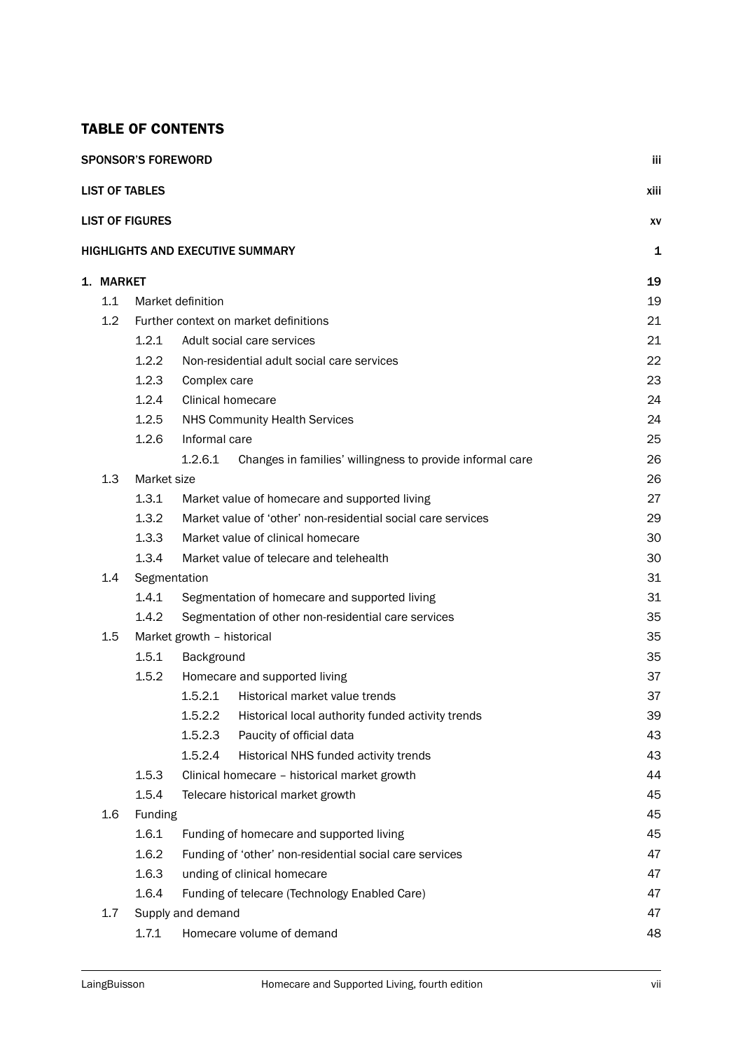## TABLE OF CONTENTS

| | |
|---|---|
| **SPONSOR'S FOREWORD** | **iii** |
| **LIST OF TABLES** | **xiii** |
| **LIST OF FIGURES** | **xv** |
| **HIGHLIGHTS AND EXECUTIVE SUMMARY** | **1** |
| **1. MARKET** | **19** |
| 1.1 Market definition | 19 |
| 1.2 Further context on market definitions | 21 |
| 1.2.1 Adult social care services | 21 |
| 1.2.2 Non-residential adult social care services | 22 |
| 1.2.3 Complex care | 23 |
| 1.2.4 Clinical homecare | 24 |
| 1.2.5 NHS Community Health Services | 24 |
| 1.2.6 Informal care | 25 |
| 1.2.6.1 Changes in families' willingness to provide informal care | 26 |
| 1.3 Market size | 26 |
| 1.3.1 Market value of homecare and supported living | 27 |
| 1.3.2 Market value of 'other' non-residential social care services | 29 |
| 1.3.3 Market value of clinical homecare | 30 |
| 1.3.4 Market value of telecare and telehealth | 30 |
| 1.4 Segmentation | 31 |
| 1.4.1 Segmentation of homecare and supported living | 31 |
| 1.4.2 Segmentation of other non-residential care services | 35 |
| 1.5 Market growth – historical | 35 |
| 1.5.1 Background | 35 |
| 1.5.2 Homecare and supported living | 37 |
| 1.5.2.1 Historical market value trends | 37 |
| 1.5.2.2 Historical local authority funded activity trends | 39 |
| 1.5.2.3 Paucity of official data | 43 |
| 1.5.2.4 Historical NHS funded activity trends | 43 |
| 1.5.3 Clinical homecare – historical market growth | 44 |
| 1.5.4 Telecare historical market growth | 45 |
| 1.6 Funding | 45 |
| 1.6.1 Funding of homecare and supported living | 45 |
| 1.6.2 Funding of 'other' non-residential social care services | 47 |
| 1.6.3 unding of clinical homecare | 47 |
| 1.6.4 Funding of telecare (Technology Enabled Care) | 47 |
| 1.7 Supply and demand | 47 |
| 1.7.1 Homecare volume of demand | 48 |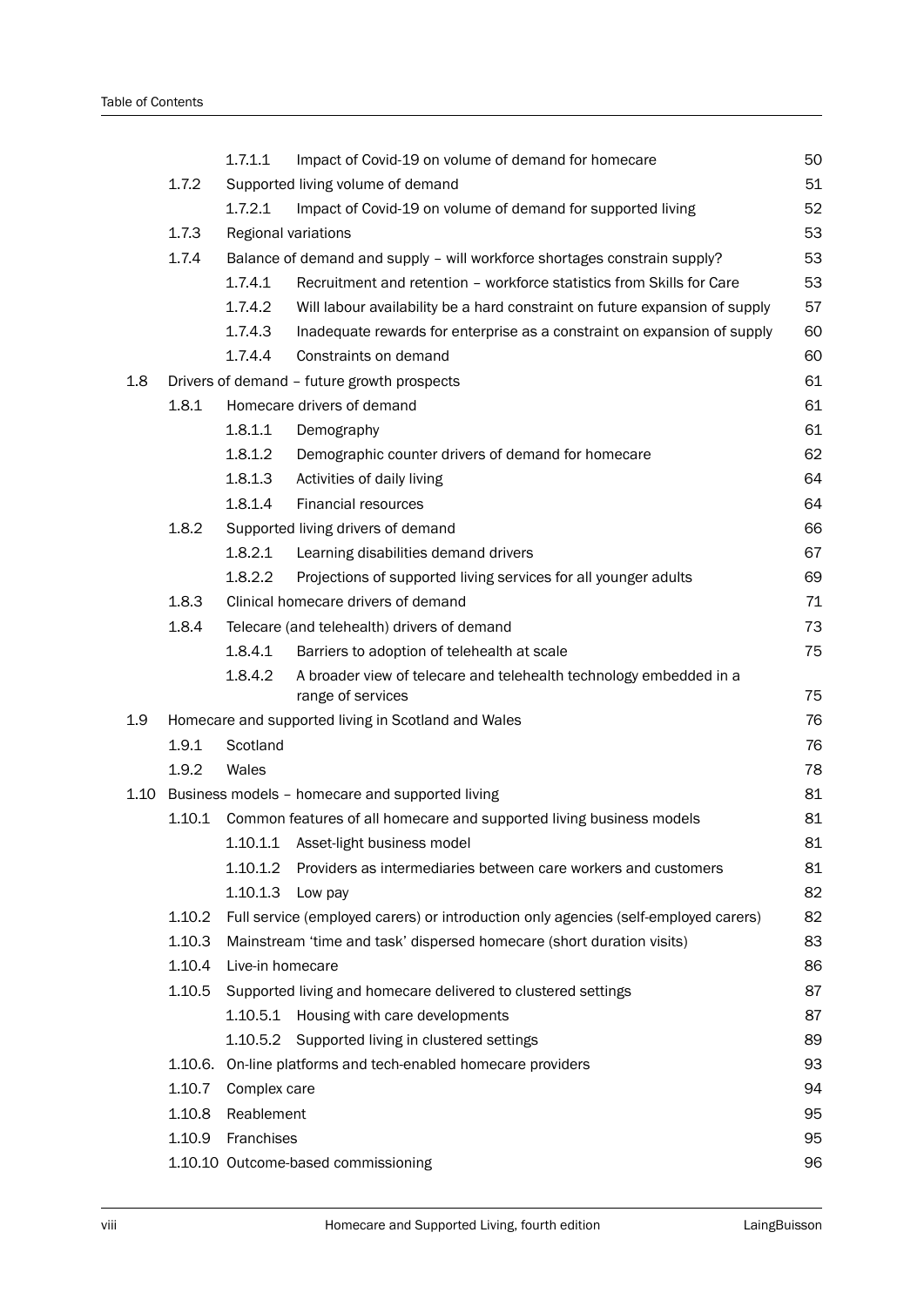| | | | | |
|---|---|---|---|---|
| | | 1.7.1.1 | Impact of Covid-19 on volume of demand for homecare | 50 |
| | 1.7.2 | Supported living volume of demand | | 51 |
| | | 1.7.2.1 | Impact of Covid-19 on volume of demand for supported living | 52 |
| | 1.7.3 | Regional variations | | 53 |
| | 1.7.4 | Balance of demand and supply – will workforce shortages constrain supply? | | 53 |
| | | 1.7.4.1 | Recruitment and retention – workforce statistics from Skills for Care | 53 |
| | | 1.7.4.2 | Will labour availability be a hard constraint on future expansion of supply | 57 |
| | | 1.7.4.3 | Inadequate rewards for enterprise as a constraint on expansion of supply | 60 |
| | | 1.7.4.4 | Constraints on demand | 60 |
| 1.8 | Drivers of demand – future growth prospects | | | 61 |
| | 1.8.1 | Homecare drivers of demand | | 61 |
| | | 1.8.1.1 | Demography | 61 |
| | | 1.8.1.2 | Demographic counter drivers of demand for homecare | 62 |
| | | 1.8.1.3 | Activities of daily living | 64 |
| | | 1.8.1.4 | Financial resources | 64 |
| | 1.8.2 | Supported living drivers of demand | | 66 |
| | | 1.8.2.1 | Learning disabilities demand drivers | 67 |
| | | 1.8.2.2 | Projections of supported living services for all younger adults | 69 |
| | 1.8.3 | Clinical homecare drivers of demand | | 71 |
| | 1.8.4 | Telecare (and telehealth) drivers of demand | | 73 |
| | | 1.8.4.1 | Barriers to adoption of telehealth at scale | 75 |
| | | 1.8.4.2 | A broader view of telecare and telehealth technology embedded in a range of services | 75 |
| 1.9 | Homecare and supported living in Scotland and Wales | | | 76 |
| | 1.9.1 | Scotland | | 76 |
| | 1.9.2 | Wales | | 78 |
| 1.10 | Business models – homecare and supported living | | | 81 |
| | 1.10.1 | Common features of all homecare and supported living business models | | 81 |
| | | 1.10.1.1 | Asset-light business model | 81 |
| | | 1.10.1.2 | Providers as intermediaries between care workers and customers | 81 |
| | | 1.10.1.3 | Low pay | 82 |
| | 1.10.2 | Full service (employed carers) or introduction only agencies (self-employed carers) | | 82 |
| | 1.10.3 | Mainstream 'time and task' dispersed homecare (short duration visits) | | 83 |
| | 1.10.4 | Live-in homecare | | 86 |
| | 1.10.5 | Supported living and homecare delivered to clustered settings | | 87 |
| | | 1.10.5.1 | Housing with care developments | 87 |
| | | 1.10.5.2 | Supported living in clustered settings | 89 |
| | 1.10.6. | On-line platforms and tech-enabled homecare providers | | 93 |
| | 1.10.7 | Complex care | | 94 |
| | 1.10.8 | Reablement | | 95 |
| | 1.10.9 | Franchises | | 95 |
| | 1.10.10 | Outcome-based commissioning | | 96 |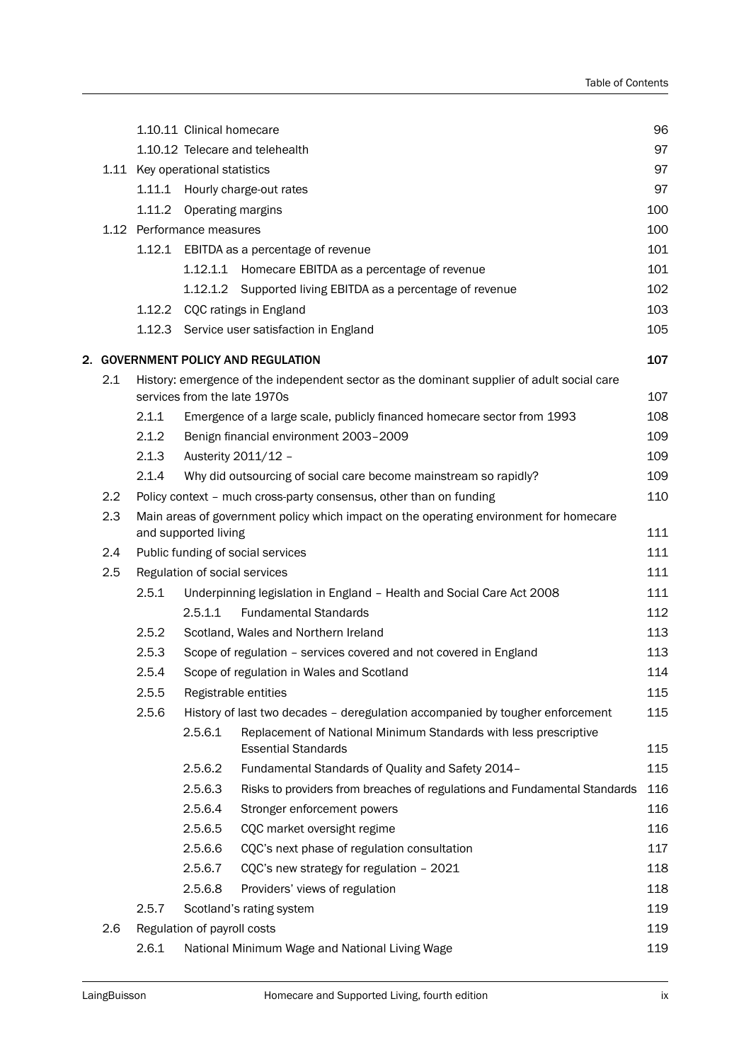| | | | | |
|---|---|---|---|---|
| | | 1.10.11 Clinical homecare | | 96 |
| | | 1.10.12 Telecare and telehealth | | 97 |
| | 1.11 | Key operational statistics | | 97 |
| | | 1.11.1 | Hourly charge-out rates | 97 |
| | | 1.11.2 | Operating margins | 100 |
| | 1.12 | Performance measures | | 100 |
| | | 1.12.1 | EBITDA as a percentage of revenue | 101 |
| | | | 1.12.1.1 Homecare EBITDA as a percentage of revenue | 101 |
| | | | 1.12.1.2 Supported living EBITDA as a percentage of revenue | 102 |
| | | 1.12.2 | CQC ratings in England | 103 |
| | | 1.12.3 | Service user satisfaction in England | 105 |
| **2.** | **GOVERNMENT POLICY AND REGULATION** | | | **107** |
| | 2.1 | History: emergence of the independent sector as the dominant supplier of adult social care services from the late 1970s | | 107 |
| | | 2.1.1 | Emergence of a large scale, publicly financed homecare sector from 1993 | 108 |
| | | 2.1.2 | Benign financial environment 2003–2009 | 109 |
| | | 2.1.3 | Austerity 2011/12 – | 109 |
| | | 2.1.4 | Why did outsourcing of social care become mainstream so rapidly? | 109 |
| | 2.2 | Policy context – much cross-party consensus, other than on funding | | 110 |
| | 2.3 | Main areas of government policy which impact on the operating environment for homecare and supported living | | 111 |
| | 2.4 | Public funding of social services | | 111 |
| | 2.5 | Regulation of social services | | 111 |
| | | 2.5.1 | Underpinning legislation in England – Health and Social Care Act 2008 | 111 |
| | | | 2.5.1.1 Fundamental Standards | 112 |
| | | 2.5.2 | Scotland, Wales and Northern Ireland | 113 |
| | | 2.5.3 | Scope of regulation – services covered and not covered in England | 113 |
| | | 2.5.4 | Scope of regulation in Wales and Scotland | 114 |
| | | 2.5.5 | Registrable entities | 115 |
| | | 2.5.6 | History of last two decades – deregulation accompanied by tougher enforcement | 115 |
| | | | 2.5.6.1 Replacement of National Minimum Standards with less prescriptive Essential Standards | 115 |
| | | | 2.5.6.2 Fundamental Standards of Quality and Safety 2014– | 115 |
| | | | 2.5.6.3 Risks to providers from breaches of regulations and Fundamental Standards | 116 |
| | | | 2.5.6.4 Stronger enforcement powers | 116 |
| | | | 2.5.6.5 CQC market oversight regime | 116 |
| | | | 2.5.6.6 CQC's next phase of regulation consultation | 117 |
| | | | 2.5.6.7 CQC's new strategy for regulation – 2021 | 118 |
| | | | 2.5.6.8 Providers' views of regulation | 118 |
| | | 2.5.7 | Scotland's rating system | 119 |
| | 2.6 | Regulation of payroll costs | | 119 |
| | | 2.6.1 | National Minimum Wage and National Living Wage | 119 |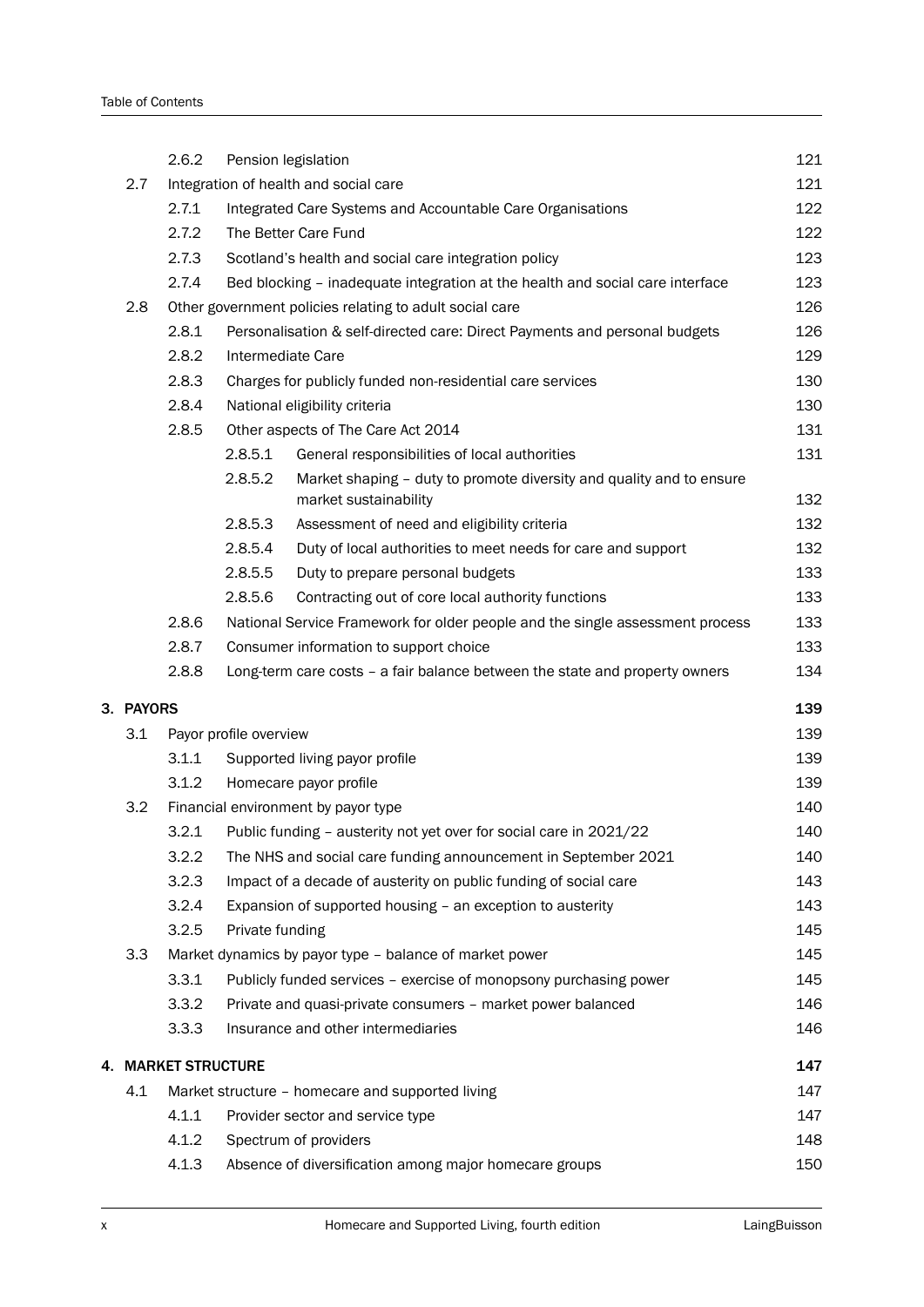| | | | | |
|---|---|---|---|---|
| | 2.6.2 | Pension legislation | | 121 |
| 2.7 | Integration of health and social care | | | 121 |
| | 2.7.1 | Integrated Care Systems and Accountable Care Organisations | | 122 |
| | 2.7.2 | The Better Care Fund | | 122 |
| | 2.7.3 | Scotland's health and social care integration policy | | 123 |
| | 2.7.4 | Bed blocking – inadequate integration at the health and social care interface | | 123 |
| 2.8 | Other government policies relating to adult social care | | | 126 |
| | 2.8.1 | Personalisation & self-directed care: Direct Payments and personal budgets | | 126 |
| | 2.8.2 | Intermediate Care | | 129 |
| | 2.8.3 | Charges for publicly funded non-residential care services | | 130 |
| | 2.8.4 | National eligibility criteria | | 130 |
| | 2.8.5 | Other aspects of The Care Act 2014 | | 131 |
| | | 2.8.5.1 | General responsibilities of local authorities | 131 |
| | | 2.8.5.2 | Market shaping – duty to promote diversity and quality and to ensure market sustainability | 132 |
| | | 2.8.5.3 | Assessment of need and eligibility criteria | 132 |
| | | 2.8.5.4 | Duty of local authorities to meet needs for care and support | 132 |
| | | 2.8.5.5 | Duty to prepare personal budgets | 133 |
| | | 2.8.5.6 | Contracting out of core local authority functions | 133 |
| | 2.8.6 | National Service Framework for older people and the single assessment process | | 133 |
| | 2.8.7 | Consumer information to support choice | | 133 |
| | 2.8.8 | Long-term care costs – a fair balance between the state and property owners | | 134 |

## 3. PAYORS — 139

| | | | |
|---|---|---|---|
| 3.1 | Payor profile overview | | 139 |
| | 3.1.1 | Supported living payor profile | 139 |
| | 3.1.2 | Homecare payor profile | 139 |
| 3.2 | Financial environment by payor type | | 140 |
| | 3.2.1 | Public funding – austerity not yet over for social care in 2021/22 | 140 |
| | 3.2.2 | The NHS and social care funding announcement in September 2021 | 140 |
| | 3.2.3 | Impact of a decade of austerity on public funding of social care | 143 |
| | 3.2.4 | Expansion of supported housing – an exception to austerity | 143 |
| | 3.2.5 | Private funding | 145 |
| 3.3 | Market dynamics by payor type – balance of market power | | 145 |
| | 3.3.1 | Publicly funded services – exercise of monopsony purchasing power | 145 |
| | 3.3.2 | Private and quasi-private consumers – market power balanced | 146 |
| | 3.3.3 | Insurance and other intermediaries | 146 |

## 4. MARKET STRUCTURE — 147

| | | | |
|---|---|---|---|
| 4.1 | Market structure – homecare and supported living | | 147 |
| | 4.1.1 | Provider sector and service type | 147 |
| | 4.1.2 | Spectrum of providers | 148 |
| | 4.1.3 | Absence of diversification among major homecare groups | 150 |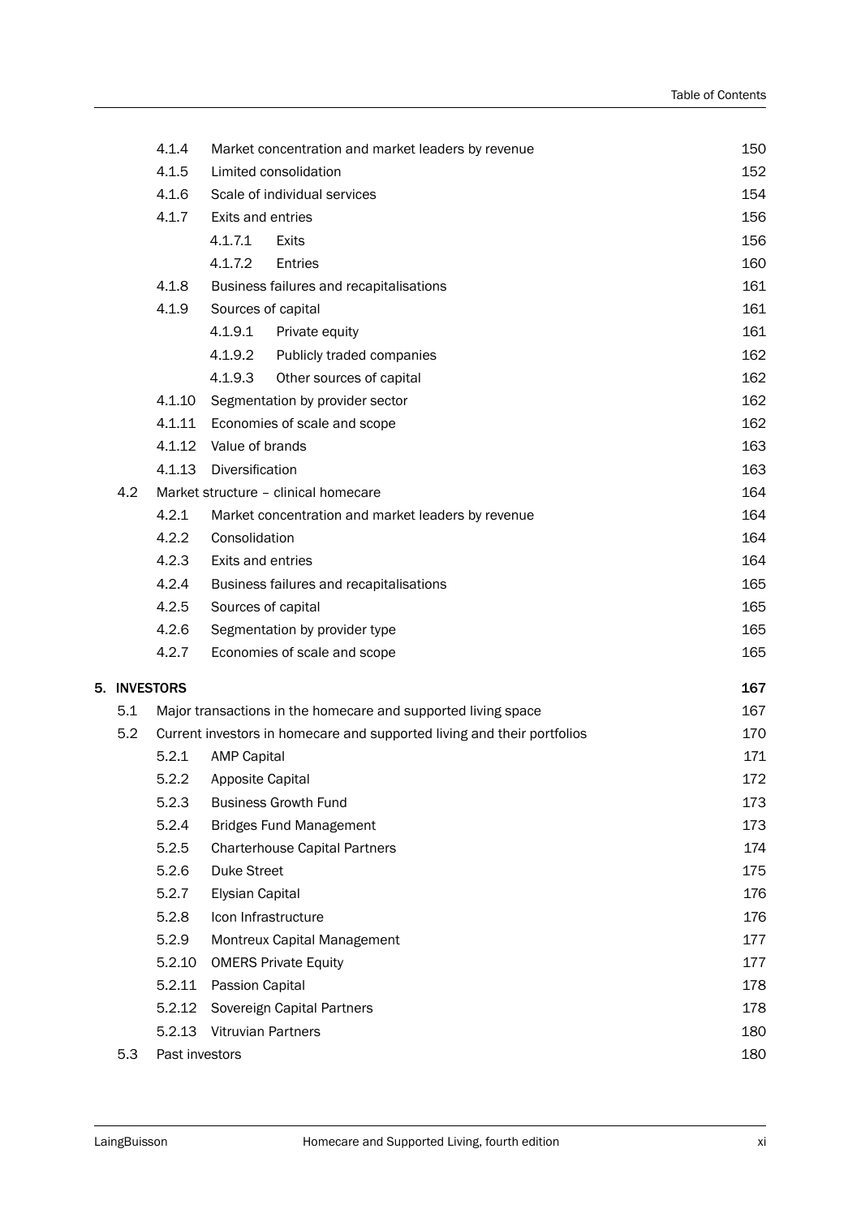| | | | |
|---|---|---|---|
| 4.1.4 | Market concentration and market leaders by revenue | | 150 |
| 4.1.5 | Limited consolidation | | 152 |
| 4.1.6 | Scale of individual services | | 154 |
| 4.1.7 | Exits and entries | | 156 |
| | 4.1.7.1 | Exits | 156 |
| | 4.1.7.2 | Entries | 160 |
| 4.1.8 | Business failures and recapitalisations | | 161 |
| 4.1.9 | Sources of capital | | 161 |
| | 4.1.9.1 | Private equity | 161 |
| | 4.1.9.2 | Publicly traded companies | 162 |
| | 4.1.9.3 | Other sources of capital | 162 |
| 4.1.10 | Segmentation by provider sector | | 162 |
| 4.1.11 | Economies of scale and scope | | 162 |
| 4.1.12 | Value of brands | | 163 |
| 4.1.13 | Diversification | | 163 |

4.2 Market structure – clinical homecare — 164

| | | |
|---|---|---|
| 4.2.1 | Market concentration and market leaders by revenue | 164 |
| 4.2.2 | Consolidation | 164 |
| 4.2.3 | Exits and entries | 164 |
| 4.2.4 | Business failures and recapitalisations | 165 |
| 4.2.5 | Sources of capital | 165 |
| 4.2.6 | Segmentation by provider type | 165 |
| 4.2.7 | Economies of scale and scope | 165 |

**5. INVESTORS** — **167**

5.1 Major transactions in the homecare and supported living space — 167

5.2 Current investors in homecare and supported living and their portfolios — 170

| | | |
|---|---|---|
| 5.2.1 | AMP Capital | 171 |
| 5.2.2 | Apposite Capital | 172 |
| 5.2.3 | Business Growth Fund | 173 |
| 5.2.4 | Bridges Fund Management | 173 |
| 5.2.5 | Charterhouse Capital Partners | 174 |
| 5.2.6 | Duke Street | 175 |
| 5.2.7 | Elysian Capital | 176 |
| 5.2.8 | Icon Infrastructure | 176 |
| 5.2.9 | Montreux Capital Management | 177 |
| 5.2.10 | OMERS Private Equity | 177 |
| 5.2.11 | Passion Capital | 178 |
| 5.2.12 | Sovereign Capital Partners | 178 |
| 5.2.13 | Vitruvian Partners | 180 |

5.3 Past investors — 180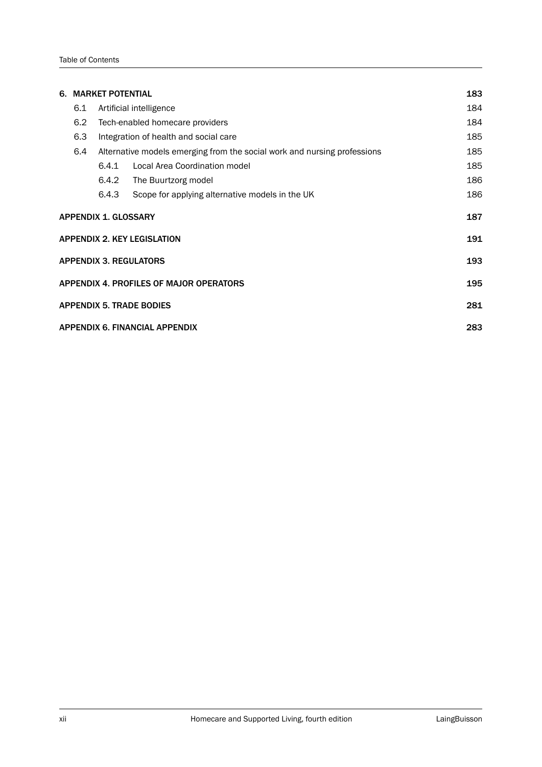| | | |
|---|---|---|
| **6. MARKET POTENTIAL** | | **183** |
| 6.1 | Artificial intelligence | 184 |
| 6.2 | Tech-enabled homecare providers | 184 |
| 6.3 | Integration of health and social care | 185 |
| 6.4 | Alternative models emerging from the social work and nursing professions | 185 |
| | 6.4.1 Local Area Coordination model | 185 |
| | 6.4.2 The Buurtzorg model | 186 |
| | 6.4.3 Scope for applying alternative models in the UK | 186 |
| **APPENDIX 1. GLOSSARY** | | **187** |
| **APPENDIX 2. KEY LEGISLATION** | | **191** |
| **APPENDIX 3. REGULATORS** | | **193** |
| **APPENDIX 4. PROFILES OF MAJOR OPERATORS** | | **195** |
| **APPENDIX 5. TRADE BODIES** | | **281** |
| **APPENDIX 6. FINANCIAL APPENDIX** | | **283** |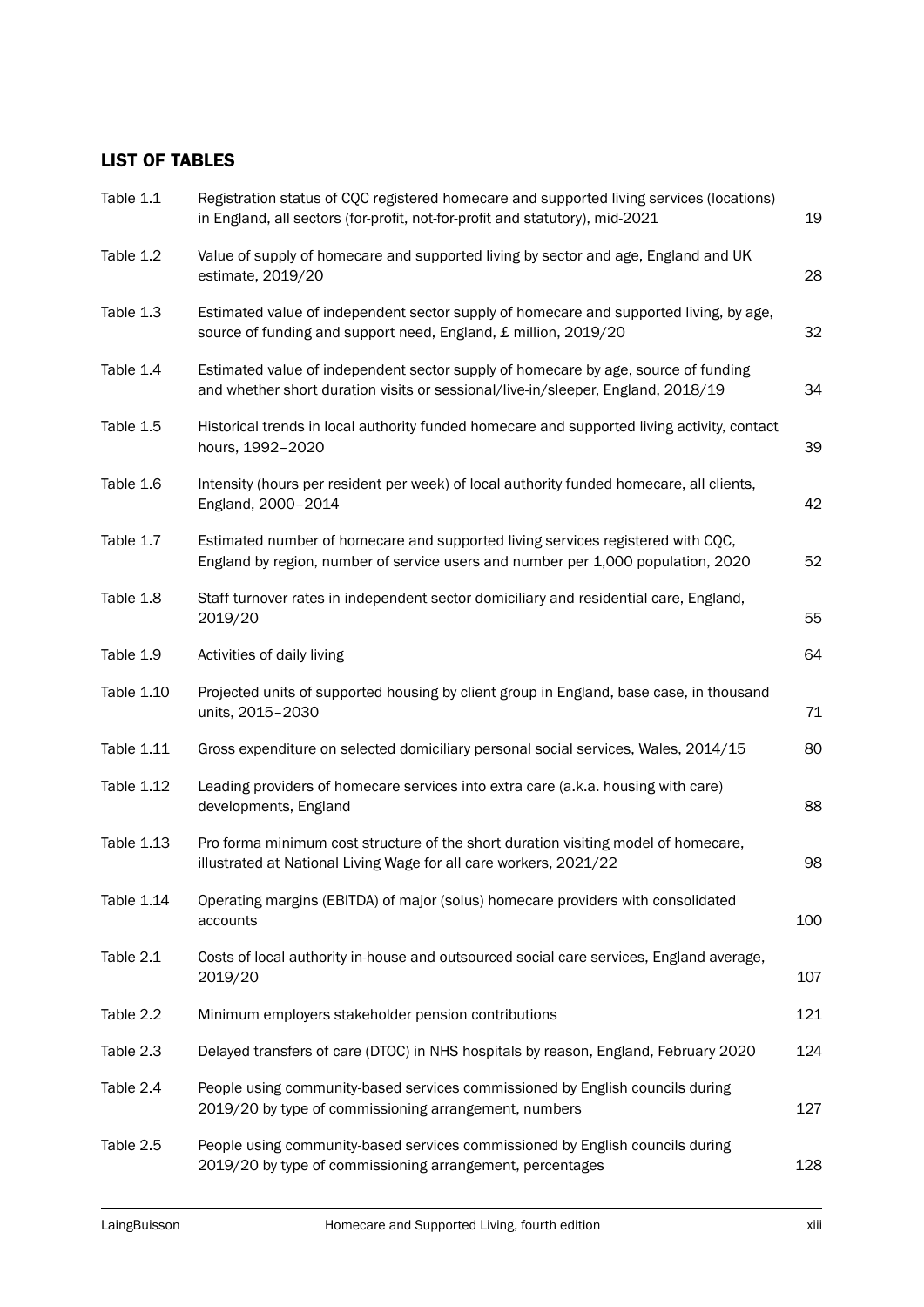## LIST OF TABLES

| | | |
|---|---|---|
| Table 1.1 | Registration status of CQC registered homecare and supported living services (locations) in England, all sectors (for-profit, not-for-profit and statutory), mid-2021 | 19 |
| Table 1.2 | Value of supply of homecare and supported living by sector and age, England and UK estimate, 2019/20 | 28 |
| Table 1.3 | Estimated value of independent sector supply of homecare and supported living, by age, source of funding and support need, England, £ million, 2019/20 | 32 |
| Table 1.4 | Estimated value of independent sector supply of homecare by age, source of funding and whether short duration visits or sessional/live-in/sleeper, England, 2018/19 | 34 |
| Table 1.5 | Historical trends in local authority funded homecare and supported living activity, contact hours, 1992–2020 | 39 |
| Table 1.6 | Intensity (hours per resident per week) of local authority funded homecare, all clients, England, 2000–2014 | 42 |
| Table 1.7 | Estimated number of homecare and supported living services registered with CQC, England by region, number of service users and number per 1,000 population, 2020 | 52 |
| Table 1.8 | Staff turnover rates in independent sector domiciliary and residential care, England, 2019/20 | 55 |
| Table 1.9 | Activities of daily living | 64 |
| Table 1.10 | Projected units of supported housing by client group in England, base case, in thousand units, 2015–2030 | 71 |
| Table 1.11 | Gross expenditure on selected domiciliary personal social services, Wales, 2014/15 | 80 |
| Table 1.12 | Leading providers of homecare services into extra care (a.k.a. housing with care) developments, England | 88 |
| Table 1.13 | Pro forma minimum cost structure of the short duration visiting model of homecare, illustrated at National Living Wage for all care workers, 2021/22 | 98 |
| Table 1.14 | Operating margins (EBITDA) of major (solus) homecare providers with consolidated accounts | 100 |
| Table 2.1 | Costs of local authority in-house and outsourced social care services, England average, 2019/20 | 107 |
| Table 2.2 | Minimum employers stakeholder pension contributions | 121 |
| Table 2.3 | Delayed transfers of care (DTOC) in NHS hospitals by reason, England, February 2020 | 124 |
| Table 2.4 | People using community-based services commissioned by English councils during 2019/20 by type of commissioning arrangement, numbers | 127 |
| Table 2.5 | People using community-based services commissioned by English councils during 2019/20 by type of commissioning arrangement, percentages | 128 |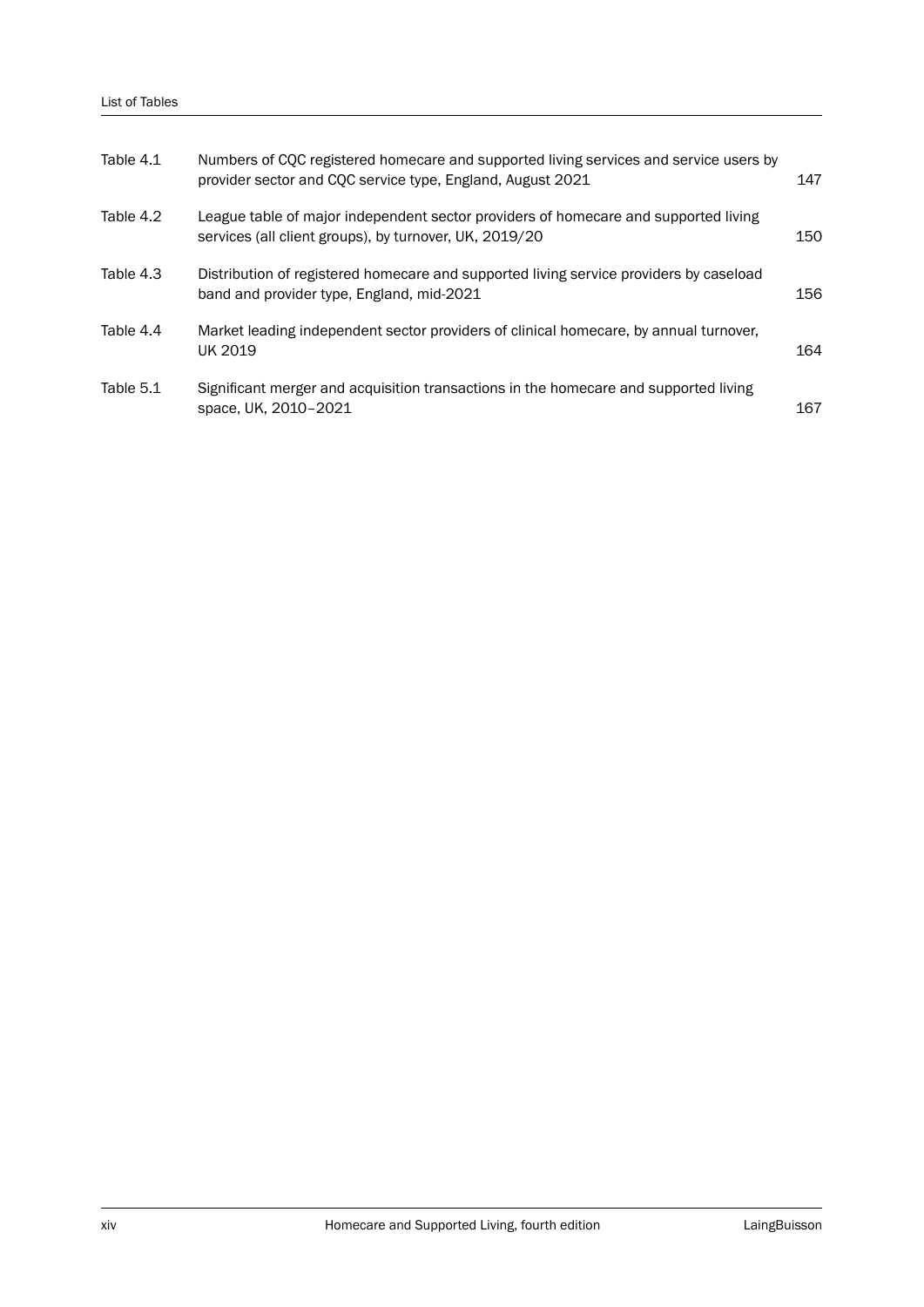| | | |
|---|---|---|
| Table 4.1 | Numbers of CQC registered homecare and supported living services and service users by provider sector and CQC service type, England, August 2021 | 147 |
| Table 4.2 | League table of major independent sector providers of homecare and supported living services (all client groups), by turnover, UK, 2019/20 | 150 |
| Table 4.3 | Distribution of registered homecare and supported living service providers by caseload band and provider type, England, mid-2021 | 156 |
| Table 4.4 | Market leading independent sector providers of clinical homecare, by annual turnover, UK 2019 | 164 |
| Table 5.1 | Significant merger and acquisition transactions in the homecare and supported living space, UK, 2010–2021 | 167 |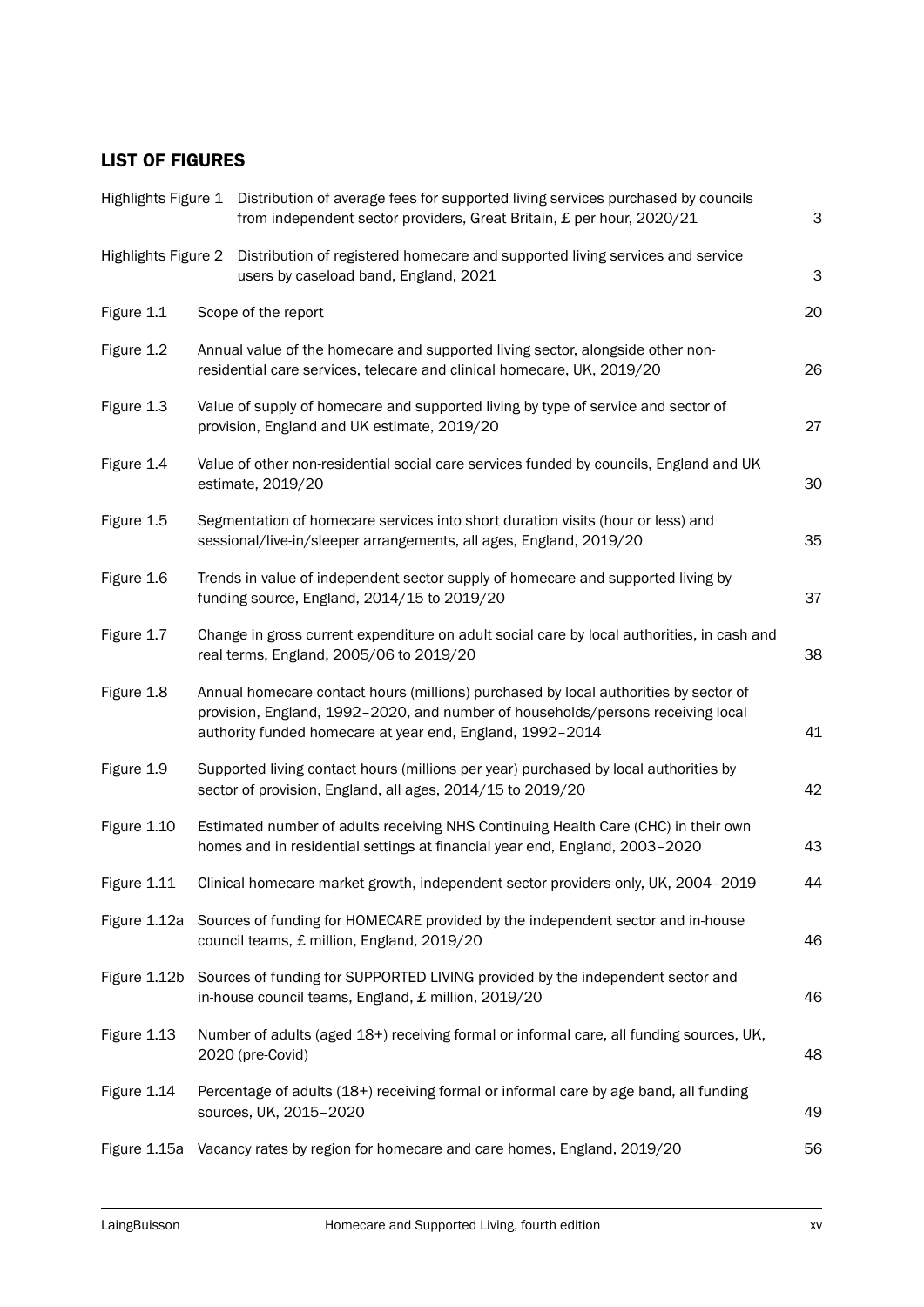## LIST OF FIGURES

| | | |
|---|---|---|
| Highlights Figure 1 | Distribution of average fees for supported living services purchased by councils from independent sector providers, Great Britain, £ per hour, 2020/21 | 3 |
| Highlights Figure 2 | Distribution of registered homecare and supported living services and service users by caseload band, England, 2021 | 3 |
| Figure 1.1 | Scope of the report | 20 |
| Figure 1.2 | Annual value of the homecare and supported living sector, alongside other non-residential care services, telecare and clinical homecare, UK, 2019/20 | 26 |
| Figure 1.3 | Value of supply of homecare and supported living by type of service and sector of provision, England and UK estimate, 2019/20 | 27 |
| Figure 1.4 | Value of other non-residential social care services funded by councils, England and UK estimate, 2019/20 | 30 |
| Figure 1.5 | Segmentation of homecare services into short duration visits (hour or less) and sessional/live-in/sleeper arrangements, all ages, England, 2019/20 | 35 |
| Figure 1.6 | Trends in value of independent sector supply of homecare and supported living by funding source, England, 2014/15 to 2019/20 | 37 |
| Figure 1.7 | Change in gross current expenditure on adult social care by local authorities, in cash and real terms, England, 2005/06 to 2019/20 | 38 |
| Figure 1.8 | Annual homecare contact hours (millions) purchased by local authorities by sector of provision, England, 1992–2020, and number of households/persons receiving local authority funded homecare at year end, England, 1992–2014 | 41 |
| Figure 1.9 | Supported living contact hours (millions per year) purchased by local authorities by sector of provision, England, all ages, 2014/15 to 2019/20 | 42 |
| Figure 1.10 | Estimated number of adults receiving NHS Continuing Health Care (CHC) in their own homes and in residential settings at financial year end, England, 2003–2020 | 43 |
| Figure 1.11 | Clinical homecare market growth, independent sector providers only, UK, 2004–2019 | 44 |
| Figure 1.12a | Sources of funding for HOMECARE provided by the independent sector and in-house council teams, £ million, England, 2019/20 | 46 |
| Figure 1.12b | Sources of funding for SUPPORTED LIVING provided by the independent sector and in-house council teams, England, £ million, 2019/20 | 46 |
| Figure 1.13 | Number of adults (aged 18+) receiving formal or informal care, all funding sources, UK, 2020 (pre-Covid) | 48 |
| Figure 1.14 | Percentage of adults (18+) receiving formal or informal care by age band, all funding sources, UK, 2015–2020 | 49 |
| Figure 1.15a | Vacancy rates by region for homecare and care homes, England, 2019/20 | 56 |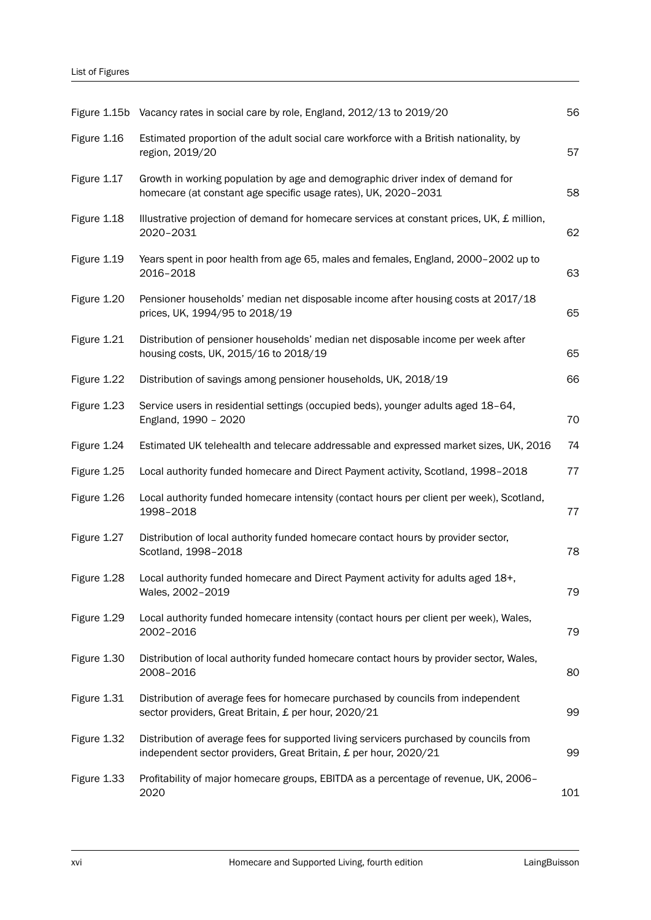| | | |
|---|---|---|
| Figure 1.15b | Vacancy rates in social care by role, England, 2012/13 to 2019/20 | 56 |
| Figure 1.16 | Estimated proportion of the adult social care workforce with a British nationality, by region, 2019/20 | 57 |
| Figure 1.17 | Growth in working population by age and demographic driver index of demand for homecare (at constant age specific usage rates), UK, 2020–2031 | 58 |
| Figure 1.18 | Illustrative projection of demand for homecare services at constant prices, UK, £ million, 2020–2031 | 62 |
| Figure 1.19 | Years spent in poor health from age 65, males and females, England, 2000–2002 up to 2016–2018 | 63 |
| Figure 1.20 | Pensioner households' median net disposable income after housing costs at 2017/18 prices, UK, 1994/95 to 2018/19 | 65 |
| Figure 1.21 | Distribution of pensioner households' median net disposable income per week after housing costs, UK, 2015/16 to 2018/19 | 65 |
| Figure 1.22 | Distribution of savings among pensioner households, UK, 2018/19 | 66 |
| Figure 1.23 | Service users in residential settings (occupied beds), younger adults aged 18–64, England, 1990 – 2020 | 70 |
| Figure 1.24 | Estimated UK telehealth and telecare addressable and expressed market sizes, UK, 2016 | 74 |
| Figure 1.25 | Local authority funded homecare and Direct Payment activity, Scotland, 1998–2018 | 77 |
| Figure 1.26 | Local authority funded homecare intensity (contact hours per client per week), Scotland, 1998–2018 | 77 |
| Figure 1.27 | Distribution of local authority funded homecare contact hours by provider sector, Scotland, 1998–2018 | 78 |
| Figure 1.28 | Local authority funded homecare and Direct Payment activity for adults aged 18+, Wales, 2002–2019 | 79 |
| Figure 1.29 | Local authority funded homecare intensity (contact hours per client per week), Wales, 2002–2016 | 79 |
| Figure 1.30 | Distribution of local authority funded homecare contact hours by provider sector, Wales, 2008–2016 | 80 |
| Figure 1.31 | Distribution of average fees for homecare purchased by councils from independent sector providers, Great Britain, £ per hour, 2020/21 | 99 |
| Figure 1.32 | Distribution of average fees for supported living servicers purchased by councils from independent sector providers, Great Britain, £ per hour, 2020/21 | 99 |
| Figure 1.33 | Profitability of major homecare groups, EBITDA as a percentage of revenue, UK, 2006–2020 | 101 |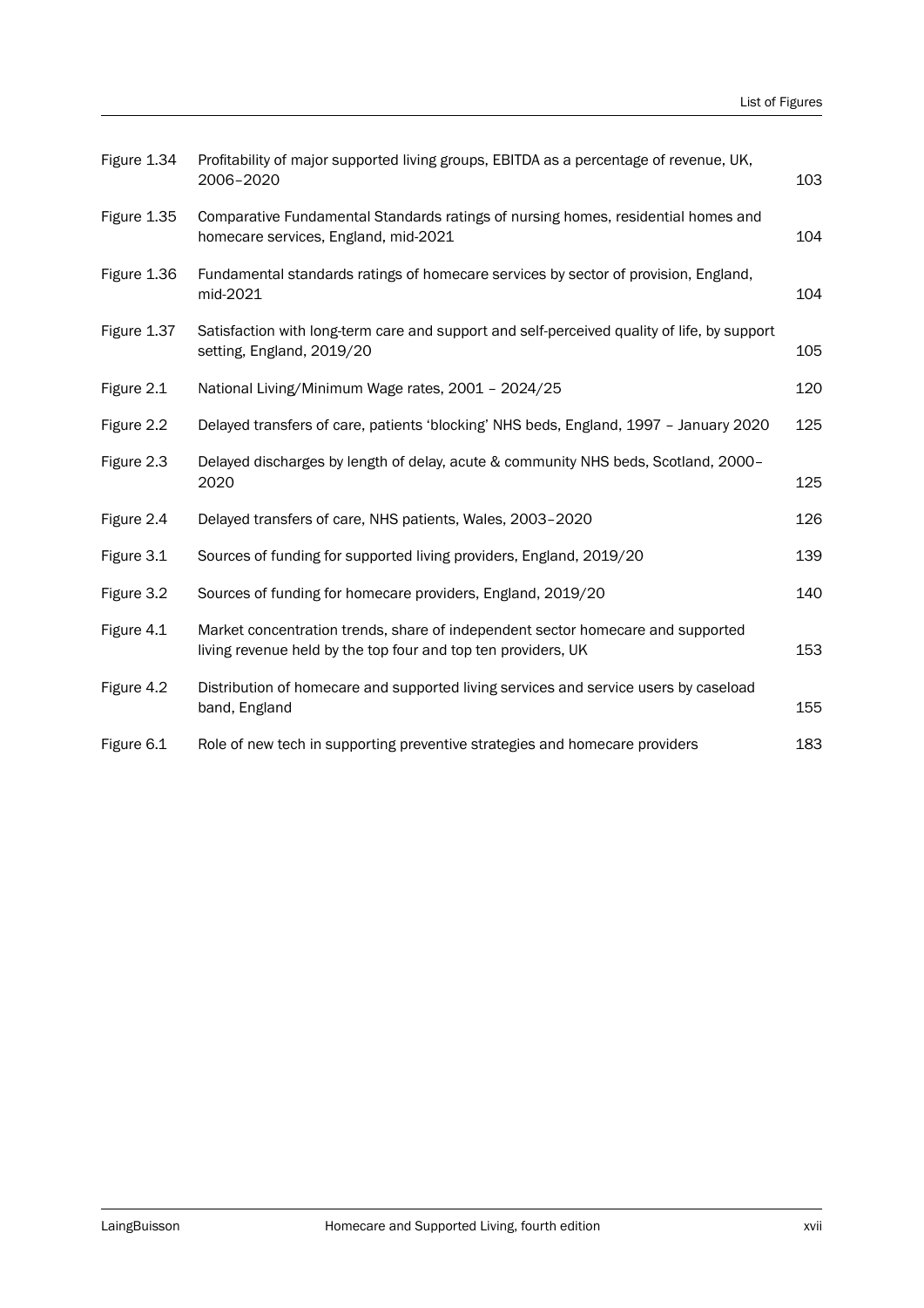| | | |
|---|---|---|
| Figure 1.34 | Profitability of major supported living groups, EBITDA as a percentage of revenue, UK, 2006–2020 | 103 |
| Figure 1.35 | Comparative Fundamental Standards ratings of nursing homes, residential homes and homecare services, England, mid-2021 | 104 |
| Figure 1.36 | Fundamental standards ratings of homecare services by sector of provision, England, mid-2021 | 104 |
| Figure 1.37 | Satisfaction with long-term care and support and self-perceived quality of life, by support setting, England, 2019/20 | 105 |
| Figure 2.1 | National Living/Minimum Wage rates, 2001 – 2024/25 | 120 |
| Figure 2.2 | Delayed transfers of care, patients 'blocking' NHS beds, England, 1997 – January 2020 | 125 |
| Figure 2.3 | Delayed discharges by length of delay, acute & community NHS beds, Scotland, 2000–2020 | 125 |
| Figure 2.4 | Delayed transfers of care, NHS patients, Wales, 2003–2020 | 126 |
| Figure 3.1 | Sources of funding for supported living providers, England, 2019/20 | 139 |
| Figure 3.2 | Sources of funding for homecare providers, England, 2019/20 | 140 |
| Figure 4.1 | Market concentration trends, share of independent sector homecare and supported living revenue held by the top four and top ten providers, UK | 153 |
| Figure 4.2 | Distribution of homecare and supported living services and service users by caseload band, England | 155 |
| Figure 6.1 | Role of new tech in supporting preventive strategies and homecare providers | 183 |